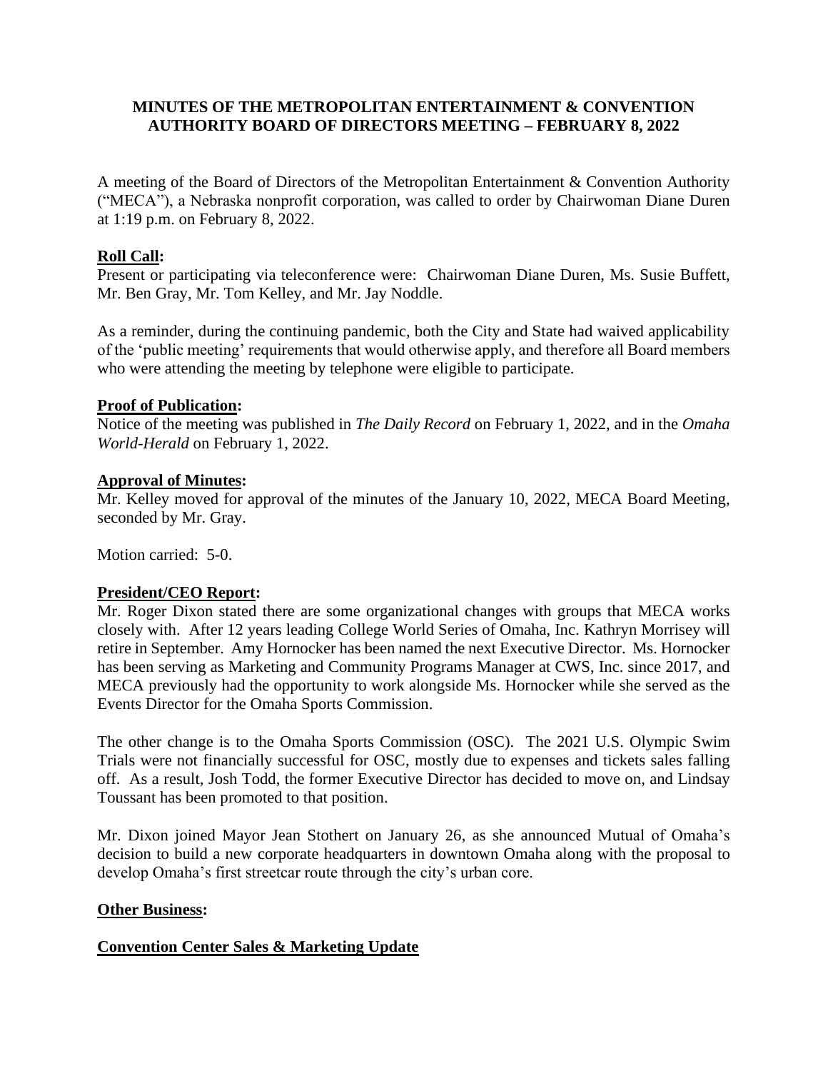**MINUTES OF THE METROPOLITAN ENTERTAINMENT & CONVENTION AUTHORITY BOARD OF DIRECTORS MEETING – FEBRUARY 8, 2022**

A meeting of the Board of Directors of the Metropolitan Entertainment & Convention Authority ("MECA"), a Nebraska nonprofit corporation, was called to order by Chairwoman Diane Duren at 1:19 p.m. on February 8, 2022.

**Roll Call:**

Present or participating via teleconference were: Chairwoman Diane Duren, Ms. Susie Buffett, Mr. Ben Gray, Mr. Tom Kelley, and Mr. Jay Noddle.

As a reminder, during the continuing pandemic, both the City and State had waived applicability of the 'public meeting' requirements that would otherwise apply, and therefore all Board members who were attending the meeting by telephone were eligible to participate.

**Proof of Publication:**

Notice of the meeting was published in *The Daily Record* on February 1, 2022, and in the *Omaha World-Herald* on February 1, 2022.

**Approval of Minutes:**

Mr. Kelley moved for approval of the minutes of the January 10, 2022, MECA Board Meeting, seconded by Mr. Gray.

Motion carried: 5-0.

**President/CEO Report:**

Mr. Roger Dixon stated there are some organizational changes with groups that MECA works closely with. After 12 years leading College World Series of Omaha, Inc. Kathryn Morrisey will retire in September. Amy Hornocker has been named the next Executive Director. Ms. Hornocker has been serving as Marketing and Community Programs Manager at CWS, Inc. since 2017, and MECA previously had the opportunity to work alongside Ms. Hornocker while she served as the Events Director for the Omaha Sports Commission.

The other change is to the Omaha Sports Commission (OSC). The 2021 U.S. Olympic Swim Trials were not financially successful for OSC, mostly due to expenses and tickets sales falling off. As a result, Josh Todd, the former Executive Director has decided to move on, and Lindsay Toussant has been promoted to that position.

Mr. Dixon joined Mayor Jean Stothert on January 26, as she announced Mutual of Omaha's decision to build a new corporate headquarters in downtown Omaha along with the proposal to develop Omaha's first streetcar route through the city's urban core.

**Other Business:**

**Convention Center Sales & Marketing Update**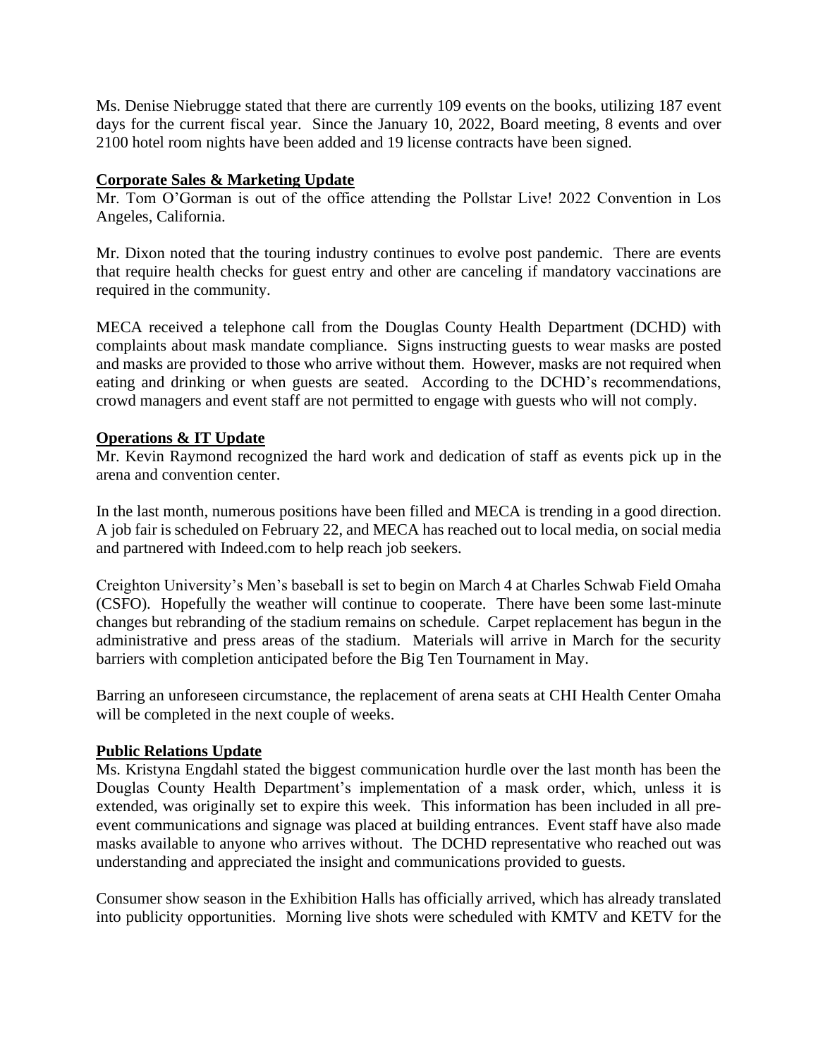Ms. Denise Niebrugge stated that there are currently 109 events on the books, utilizing 187 event days for the current fiscal year. Since the January 10, 2022, Board meeting, 8 events and over 2100 hotel room nights have been added and 19 license contracts have been signed.

**Corporate Sales & Marketing Update**

Mr. Tom O'Gorman is out of the office attending the Pollstar Live! 2022 Convention in Los Angeles, California.

Mr. Dixon noted that the touring industry continues to evolve post pandemic. There are events that require health checks for guest entry and other are canceling if mandatory vaccinations are required in the community.

MECA received a telephone call from the Douglas County Health Department (DCHD) with complaints about mask mandate compliance. Signs instructing guests to wear masks are posted and masks are provided to those who arrive without them. However, masks are not required when eating and drinking or when guests are seated. According to the DCHD's recommendations, crowd managers and event staff are not permitted to engage with guests who will not comply.

**Operations & IT Update**

Mr. Kevin Raymond recognized the hard work and dedication of staff as events pick up in the arena and convention center.

In the last month, numerous positions have been filled and MECA is trending in a good direction. A job fair is scheduled on February 22, and MECA has reached out to local media, on social media and partnered with Indeed.com to help reach job seekers.

Creighton University's Men's baseball is set to begin on March 4 at Charles Schwab Field Omaha (CSFO). Hopefully the weather will continue to cooperate. There have been some last-minute changes but rebranding of the stadium remains on schedule. Carpet replacement has begun in the administrative and press areas of the stadium. Materials will arrive in March for the security barriers with completion anticipated before the Big Ten Tournament in May.

Barring an unforeseen circumstance, the replacement of arena seats at CHI Health Center Omaha will be completed in the next couple of weeks.

**Public Relations Update**

Ms. Kristyna Engdahl stated the biggest communication hurdle over the last month has been the Douglas County Health Department's implementation of a mask order, which, unless it is extended, was originally set to expire this week. This information has been included in all pre-event communications and signage was placed at building entrances. Event staff have also made masks available to anyone who arrives without. The DCHD representative who reached out was understanding and appreciated the insight and communications provided to guests.

Consumer show season in the Exhibition Halls has officially arrived, which has already translated into publicity opportunities. Morning live shots were scheduled with KMTV and KETV for the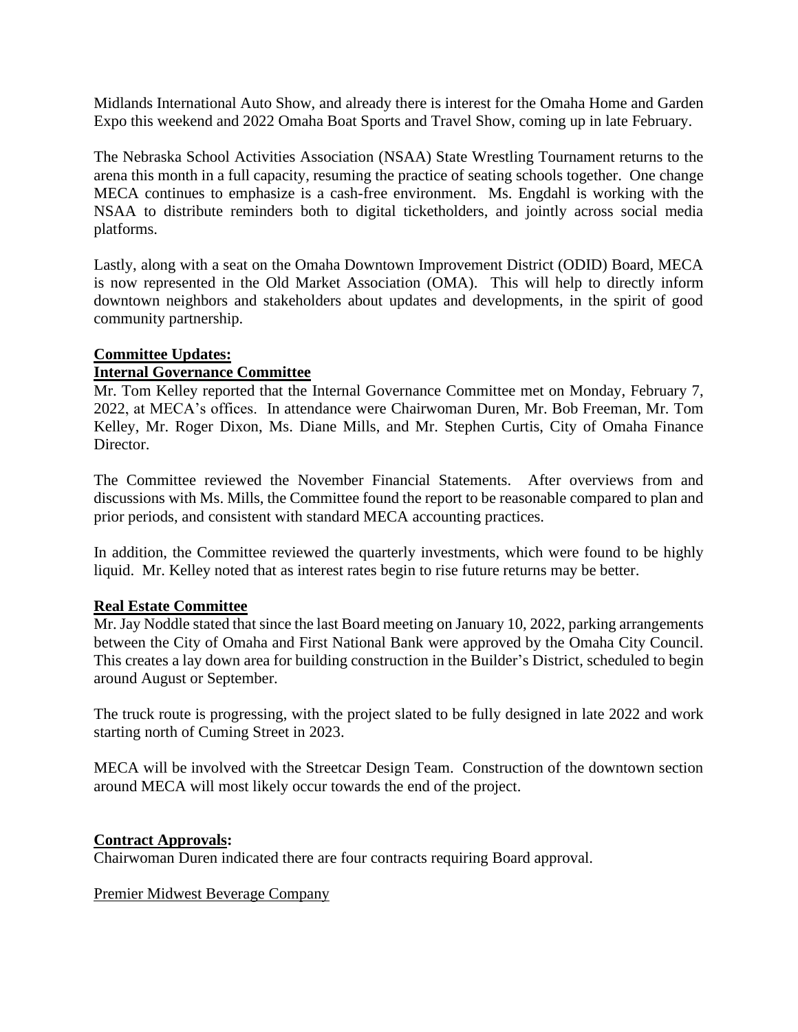Midlands International Auto Show, and already there is interest for the Omaha Home and Garden Expo this weekend and 2022 Omaha Boat Sports and Travel Show, coming up in late February.

The Nebraska School Activities Association (NSAA) State Wrestling Tournament returns to the arena this month in a full capacity, resuming the practice of seating schools together. One change MECA continues to emphasize is a cash-free environment. Ms. Engdahl is working with the NSAA to distribute reminders both to digital ticketholders, and jointly across social media platforms.

Lastly, along with a seat on the Omaha Downtown Improvement District (ODID) Board, MECA is now represented in the Old Market Association (OMA). This will help to directly inform downtown neighbors and stakeholders about updates and developments, in the spirit of good community partnership.

**Committee Updates:**

**Internal Governance Committee**

Mr. Tom Kelley reported that the Internal Governance Committee met on Monday, February 7, 2022, at MECA's offices. In attendance were Chairwoman Duren, Mr. Bob Freeman, Mr. Tom Kelley, Mr. Roger Dixon, Ms. Diane Mills, and Mr. Stephen Curtis, City of Omaha Finance Director.

The Committee reviewed the November Financial Statements. After overviews from and discussions with Ms. Mills, the Committee found the report to be reasonable compared to plan and prior periods, and consistent with standard MECA accounting practices.

In addition, the Committee reviewed the quarterly investments, which were found to be highly liquid. Mr. Kelley noted that as interest rates begin to rise future returns may be better.

**Real Estate Committee**

Mr. Jay Noddle stated that since the last Board meeting on January 10, 2022, parking arrangements between the City of Omaha and First National Bank were approved by the Omaha City Council. This creates a lay down area for building construction in the Builder's District, scheduled to begin around August or September.

The truck route is progressing, with the project slated to be fully designed in late 2022 and work starting north of Cuming Street in 2023.

MECA will be involved with the Streetcar Design Team. Construction of the downtown section around MECA will most likely occur towards the end of the project.

**Contract Approvals:**

Chairwoman Duren indicated there are four contracts requiring Board approval.

Premier Midwest Beverage Company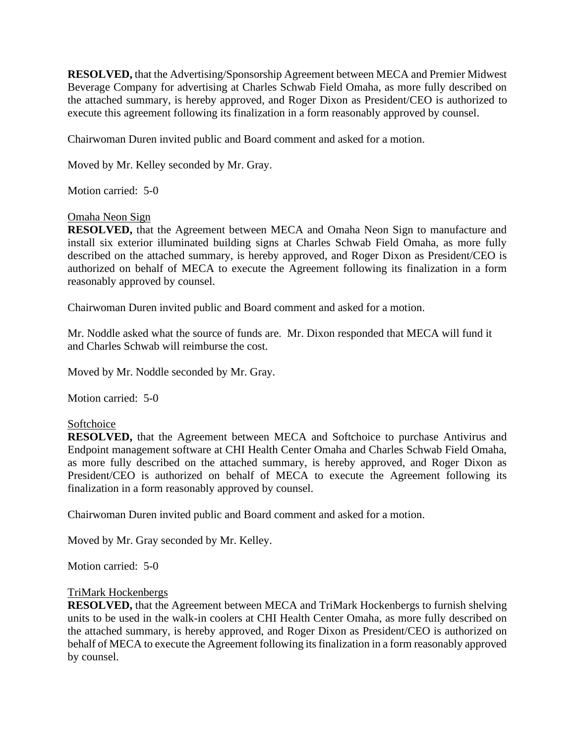**RESOLVED,** that the Advertising/Sponsorship Agreement between MECA and Premier Midwest Beverage Company for advertising at Charles Schwab Field Omaha, as more fully described on the attached summary, is hereby approved, and Roger Dixon as President/CEO is authorized to execute this agreement following its finalization in a form reasonably approved by counsel.

Chairwoman Duren invited public and Board comment and asked for a motion.

Moved by Mr. Kelley seconded by Mr. Gray.

Motion carried: 5-0

Omaha Neon Sign

**RESOLVED,** that the Agreement between MECA and Omaha Neon Sign to manufacture and install six exterior illuminated building signs at Charles Schwab Field Omaha, as more fully described on the attached summary, is hereby approved, and Roger Dixon as President/CEO is authorized on behalf of MECA to execute the Agreement following its finalization in a form reasonably approved by counsel.

Chairwoman Duren invited public and Board comment and asked for a motion.

Mr. Noddle asked what the source of funds are. Mr. Dixon responded that MECA will fund it and Charles Schwab will reimburse the cost.

Moved by Mr. Noddle seconded by Mr. Gray.

Motion carried: 5-0

Softchoice

**RESOLVED,** that the Agreement between MECA and Softchoice to purchase Antivirus and Endpoint management software at CHI Health Center Omaha and Charles Schwab Field Omaha, as more fully described on the attached summary, is hereby approved, and Roger Dixon as President/CEO is authorized on behalf of MECA to execute the Agreement following its finalization in a form reasonably approved by counsel.

Chairwoman Duren invited public and Board comment and asked for a motion.

Moved by Mr. Gray seconded by Mr. Kelley.

Motion carried: 5-0

TriMark Hockenbergs

**RESOLVED,** that the Agreement between MECA and TriMark Hockenbergs to furnish shelving units to be used in the walk-in coolers at CHI Health Center Omaha, as more fully described on the attached summary, is hereby approved, and Roger Dixon as President/CEO is authorized on behalf of MECA to execute the Agreement following its finalization in a form reasonably approved by counsel.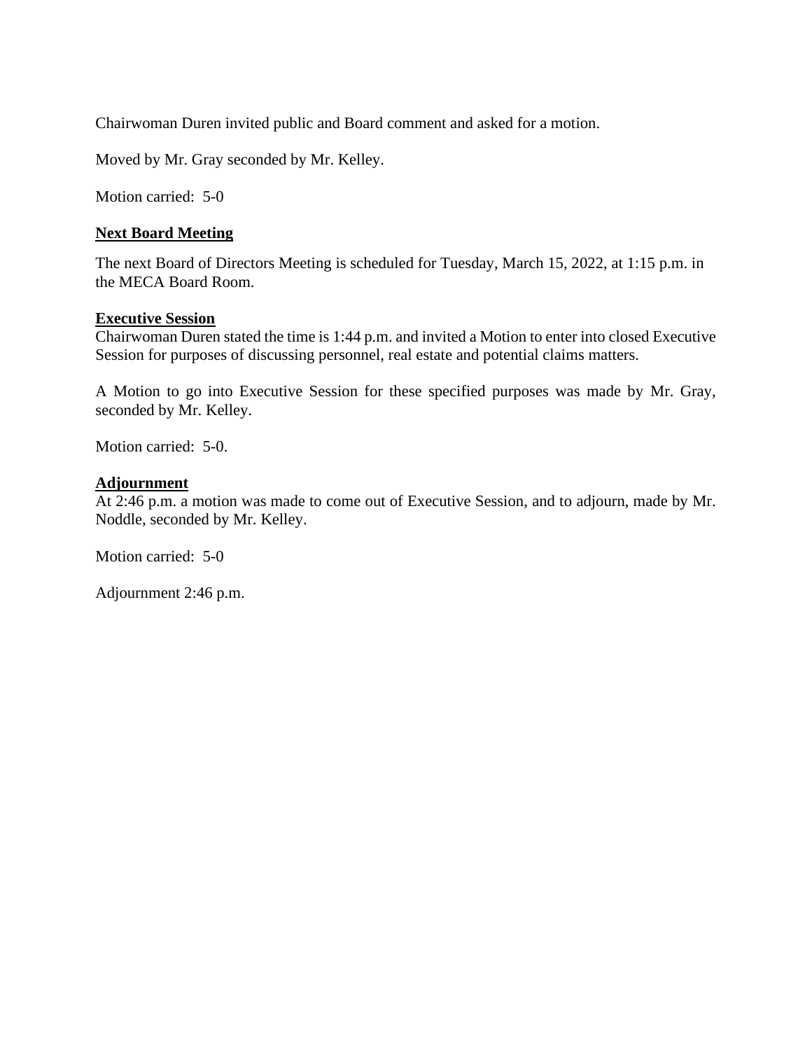Chairwoman Duren invited public and Board comment and asked for a motion.

Moved by Mr. Gray seconded by Mr. Kelley.

Motion carried: 5-0

**Next Board Meeting**

The next Board of Directors Meeting is scheduled for Tuesday, March 15, 2022, at 1:15 p.m. in the MECA Board Room.

**Executive Session**

Chairwoman Duren stated the time is 1:44 p.m. and invited a Motion to enter into closed Executive Session for purposes of discussing personnel, real estate and potential claims matters.

A Motion to go into Executive Session for these specified purposes was made by Mr. Gray, seconded by Mr. Kelley.

Motion carried: 5-0.

**Adjournment**

At 2:46 p.m. a motion was made to come out of Executive Session, and to adjourn, made by Mr. Noddle, seconded by Mr. Kelley.

Motion carried: 5-0

Adjournment 2:46 p.m.